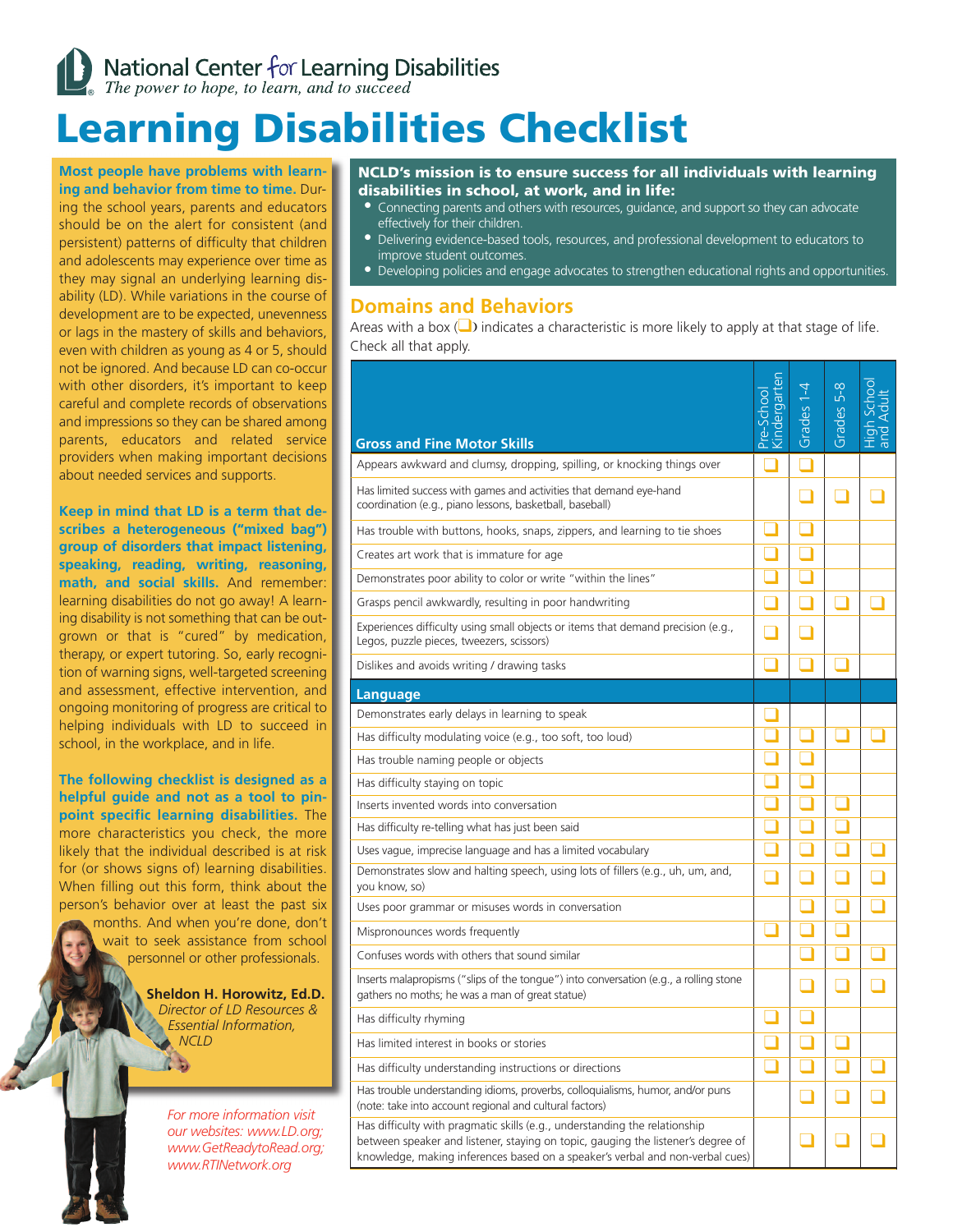National Center for Learning Disabilities
*The power to hope, to learn, and to succeed*

# Learning Disabilities Checklist

**Most people have problems with learning and behavior from time to time.** During the school years, parents and educators should be on the alert for consistent (and persistent) patterns of difficulty that children and adolescents may experience over time as they may signal an underlying learning disability (LD). While variations in the course of development are to be expected, unevenness or lags in the mastery of skills and behaviors, even with children as young as 4 or 5, should not be ignored. And because LD can co-occur with other disorders, it's important to keep careful and complete records of observations and impressions so they can be shared among parents, educators and related service providers when making important decisions about needed services and supports.

**Keep in mind that LD is a term that describes a heterogeneous ("mixed bag") group of disorders that impact listening, speaking, reading, writing, reasoning, math, and social skills.** And remember: learning disabilities do not go away! A learning disability is not something that can be outgrown or that is "cured" by medication, therapy, or expert tutoring. So, early recognition of warning signs, well-targeted screening and assessment, effective intervention, and ongoing monitoring of progress are critical to helping individuals with LD to succeed in school, in the workplace, and in life.

**The following checklist is designed as a helpful guide and not as a tool to pinpoint specific learning disabilities.** The more characteristics you check, the more likely that the individual described is at risk for (or shows signs of) learning disabilities. When filling out this form, think about the person's behavior over at least the past six months. And when you're done, don't wait to seek assistance from school personnel or other professionals.

**Sheldon H. Horowitz, Ed.D.**
*Director of LD Resources & Essential Information, NCLD*

*For more information visit our websites: www.LD.org; www.GetReadytoRead.org; www.RTINetwork.org*

**NCLD's mission is to ensure success for all individuals with learning disabilities in school, at work, and in life:**

- Connecting parents and others with resources, guidance, and support so they can advocate effectively for their children.
- Delivering evidence-based tools, resources, and professional development to educators to improve student outcomes.
- Developing policies and engage advocates to strengthen educational rights and opportunities.

## Domains and Behaviors

Areas with a box (❑) indicates a characteristic is more likely to apply at that stage of life. Check all that apply.

| **Gross and Fine Motor Skills** | Pre-School Kindergarten | Grades 1-4 | Grades 5-8 | High School and Adult |
|---|---|---|---|---|
| Appears awkward and clumsy, dropping, spilling, or knocking things over | ❑ | ❑ | | |
| Has limited success with games and activities that demand eye-hand coordination (e.g., piano lessons, basketball, baseball) | | ❑ | ❑ | ❑ |
| Has trouble with buttons, hooks, snaps, zippers, and learning to tie shoes | ❑ | ❑ | | |
| Creates art work that is immature for age | ❑ | ❑ | | |
| Demonstrates poor ability to color or write "within the lines" | ❑ | ❑ | | |
| Grasps pencil awkwardly, resulting in poor handwriting | ❑ | ❑ | ❑ | ❑ |
| Experiences difficulty using small objects or items that demand precision (e.g., Legos, puzzle pieces, tweezers, scissors) | ❑ | ❑ | | |
| Dislikes and avoids writing / drawing tasks | ❑ | ❑ | ❑ | |
| **Language** | | | | |
| Demonstrates early delays in learning to speak | ❑ | | | |
| Has difficulty modulating voice (e.g., too soft, too loud) | ❑ | ❑ | ❑ | ❑ |
| Has trouble naming people or objects | ❑ | ❑ | | |
| Has difficulty staying on topic | ❑ | ❑ | | |
| Inserts invented words into conversation | ❑ | ❑ | ❑ | |
| Has difficulty re-telling what has just been said | ❑ | ❑ | ❑ | |
| Uses vague, imprecise language and has a limited vocabulary | ❑ | ❑ | ❑ | ❑ |
| Demonstrates slow and halting speech, using lots of fillers (e.g., uh, um, and, you know, so) | ❑ | ❑ | ❑ | ❑ |
| Uses poor grammar or misuses words in conversation | | ❑ | ❑ | ❑ |
| Mispronounces words frequently | ❑ | ❑ | ❑ | |
| Confuses words with others that sound similar | | ❑ | ❑ | ❑ |
| Inserts malapropisms ("slips of the tongue") into conversation (e.g., a rolling stone gathers no moths; he was a man of great statue) | | ❑ | ❑ | ❑ |
| Has difficulty rhyming | ❑ | ❑ | | |
| Has limited interest in books or stories | ❑ | ❑ | ❑ | |
| Has difficulty understanding instructions or directions | ❑ | ❑ | ❑ | ❑ |
| Has trouble understanding idioms, proverbs, colloquialisms, humor, and/or puns (note: take into account regional and cultural factors) | | ❑ | ❑ | ❑ |
| Has difficulty with pragmatic skills (e.g., understanding the relationship between speaker and listener, staying on topic, gauging the listener's degree of knowledge, making inferences based on a speaker's verbal and non-verbal cues) | | ❑ | ❑ | ❑ |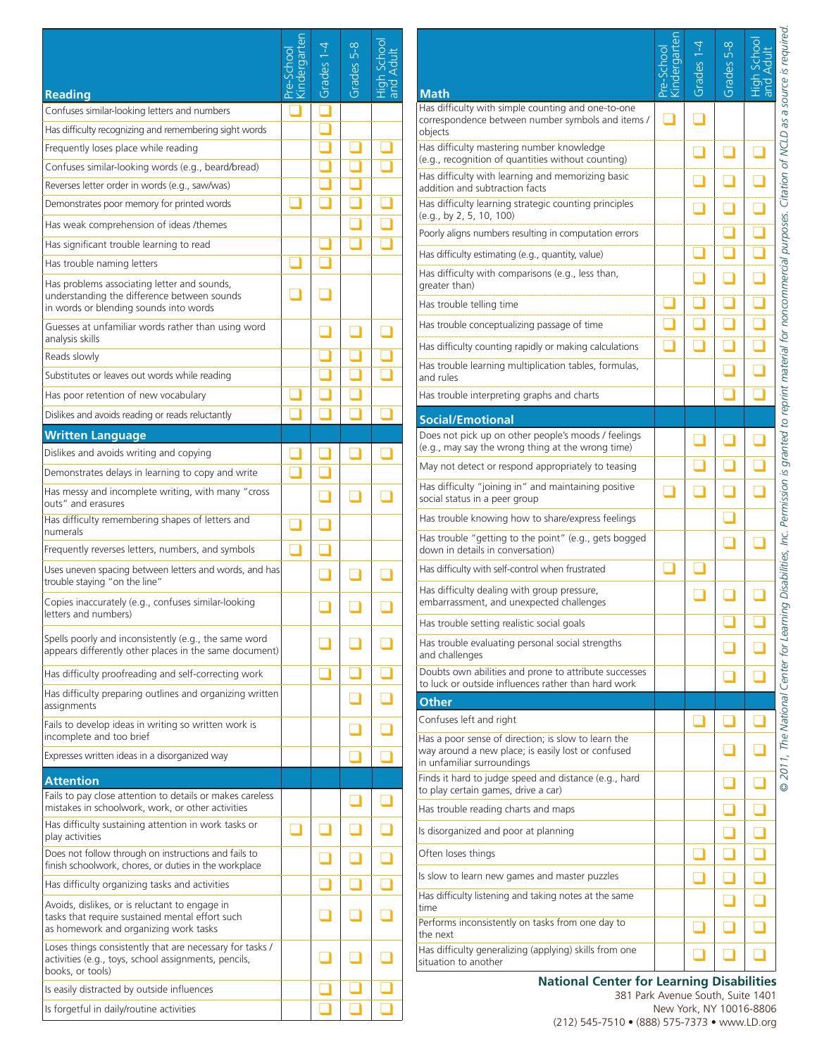| Reading | Pre-School Kindergarten | Grades 1-4 | Grades 5-8 | High School and Adult |
|---|---|---|---|---|
| Confuses similar-looking letters and numbers | ☐ | ☐ | | |
| Has difficulty recognizing and remembering sight words | | ☐ | | |
| Frequently loses place while reading | | ☐ | ☐ | ☐ |
| Confuses similar-looking words (e.g., beard/bread) | | ☐ | ☐ | ☐ |
| Reverses letter order in words (e.g., saw/was) | | ☐ | ☐ | |
| Demonstrates poor memory for printed words | ☐ | ☐ | ☐ | ☐ |
| Has weak comprehension of ideas /themes | | | ☐ | ☐ |
| Has significant trouble learning to read | | ☐ | ☐ | ☐ |
| Has trouble naming letters | ☐ | ☐ | | |
| Has problems associating letter and sounds, understanding the difference between sounds in words or blending sounds into words | ☐ | ☐ | | |
| Guesses at unfamiliar words rather than using word analysis skills | | ☐ | ☐ | ☐ |
| Reads slowly | | ☐ | ☐ | ☐ |
| Substitutes or leaves out words while reading | | ☐ | ☐ | ☐ |
| Has poor retention of new vocabulary | ☐ | ☐ | ☐ | |
| Dislikes and avoids reading or reads reluctantly | ☐ | ☐ | ☐ | ☐ |
| **Written Language** | | | | |
| Dislikes and avoids writing and copying | ☐ | ☐ | ☐ | ☐ |
| Demonstrates delays in learning to copy and write | ☐ | ☐ | | |
| Has messy and incomplete writing, with many "cross outs" and erasures | | ☐ | ☐ | ☐ |
| Has difficulty remembering shapes of letters and numerals | ☐ | ☐ | | |
| Frequently reverses letters, numbers, and symbols | ☐ | ☐ | | |
| Uses uneven spacing between letters and words, and has trouble staying "on the line" | | ☐ | ☐ | ☐ |
| Copies inaccurately (e.g., confuses similar-looking letters and numbers) | | ☐ | ☐ | ☐ |
| Spells poorly and inconsistently (e.g., the same word appears differently other places in the same document) | | ☐ | ☐ | ☐ |
| Has difficulty proofreading and self-correcting work | | ☐ | ☐ | ☐ |
| Has difficulty preparing outlines and organizing written assignments | | | ☐ | ☐ |
| Fails to develop ideas in writing so written work is incomplete and too brief | | | ☐ | ☐ |
| Expresses written ideas in a disorganized way | | | ☐ | ☐ |
| **Attention** | | | | |
| Fails to pay close attention to details or makes careless mistakes in schoolwork, work, or other activities | | | ☐ | ☐ |
| Has difficulty sustaining attention in work tasks or play activities | ☐ | ☐ | ☐ | ☐ |
| Does not follow through on instructions and fails to finish schoolwork, chores, or duties in the workplace | | ☐ | ☐ | ☐ |
| Has difficulty organizing tasks and activities | | ☐ | ☐ | ☐ |
| Avoids, dislikes, or is reluctant to engage in tasks that require sustained mental effort such as homework and organizing work tasks | | ☐ | ☐ | ☐ |
| Loses things consistently that are necessary for tasks / activities (e.g., toys, school assignments, pencils, books, or tools) | | ☐ | ☐ | ☐ |
| Is easily distracted by outside influences | | ☐ | ☐ | ☐ |
| Is forgetful in daily/routine activities | | ☐ | ☐ | ☐ |

| Math | Pre-School Kindergarten | Grades 1-4 | Grades 5-8 | High School and Adult |
|---|---|---|---|---|
| Has difficulty with simple counting and one-to-one correspondence between number symbols and items / objects | ☐ | ☐ | | |
| Has difficulty mastering number knowledge (e.g., recognition of quantities without counting) | | ☐ | ☐ | ☐ |
| Has difficulty with learning and memorizing basic addition and subtraction facts | | ☐ | ☐ | ☐ |
| Has difficulty learning strategic counting principles (e.g., by 2, 5, 10, 100) | | ☐ | ☐ | ☐ |
| Poorly aligns numbers resulting in computation errors | | | ☐ | ☐ |
| Has difficulty estimating (e.g., quantity, value) | | ☐ | ☐ | ☐ |
| Has difficulty with comparisons (e.g., less than, greater than) | | ☐ | ☐ | ☐ |
| Has trouble telling time | ☐ | ☐ | ☐ | ☐ |
| Has trouble conceptualizing passage of time | ☐ | ☐ | ☐ | ☐ |
| Has difficulty counting rapidly or making calculations | ☐ | ☐ | ☐ | ☐ |
| Has trouble learning multiplication tables, formulas, and rules | | | ☐ | ☐ |
| Has trouble interpreting graphs and charts | | | ☐ | ☐ |
| **Social/Emotional** | | | | |
| Does not pick up on other people's moods / feelings (e.g., may say the wrong thing at the wrong time) | | ☐ | ☐ | ☐ |
| May not detect or respond appropriately to teasing | | ☐ | ☐ | ☐ |
| Has difficulty "joining in" and maintaining positive social status in a peer group | ☐ | ☐ | ☐ | ☐ |
| Has trouble knowing how to share/express feelings | | | ☐ | |
| Has trouble "getting to the point" (e.g., gets bogged down in details in conversation) | | | ☐ | ☐ |
| Has difficulty with self-control when frustrated | ☐ | ☐ | | |
| Has difficulty dealing with group pressure, embarrassment, and unexpected challenges | | ☐ | ☐ | ☐ |
| Has trouble setting realistic social goals | | | ☐ | ☐ |
| Has trouble evaluating personal social strengths and challenges | | | ☐ | ☐ |
| Doubts own abilities and prone to attribute successes to luck or outside influences rather than hard work | | | ☐ | ☐ |
| **Other** | | | | |
| Confuses left and right | | ☐ | ☐ | ☐ |
| Has a poor sense of direction; is slow to learn the way around a new place; is easily lost or confused in unfamiliar surroundings | | | ☐ | ☐ |
| Finds it hard to judge speed and distance (e.g., hard to play certain games, drive a car) | | | ☐ | ☐ |
| Has trouble reading charts and maps | | | ☐ | ☐ |
| Is disorganized and poor at planning | | | ☐ | ☐ |
| Often loses things | | ☐ | ☐ | ☐ |
| Is slow to learn new games and master puzzles | | ☐ | ☐ | ☐ |
| Has difficulty listening and taking notes at the same time | | | ☐ | ☐ |
| Performs inconsistently on tasks from one day to the next | | ☐ | ☐ | ☐ |
| Has difficulty generalizing (applying) skills from one situation to another | | ☐ | ☐ | ☐ |

**National Center for Learning Disabilities**
381 Park Avenue South, Suite 1401
New York, NY 10016-8806
(212) 545-7510 • (888) 575-7373 • www.LD.org

*© 2011, The National Center for Learning Disabilities, Inc. Permission is granted to reprint material for noncommercial purposes. Citation of NCLD as a source is required.*